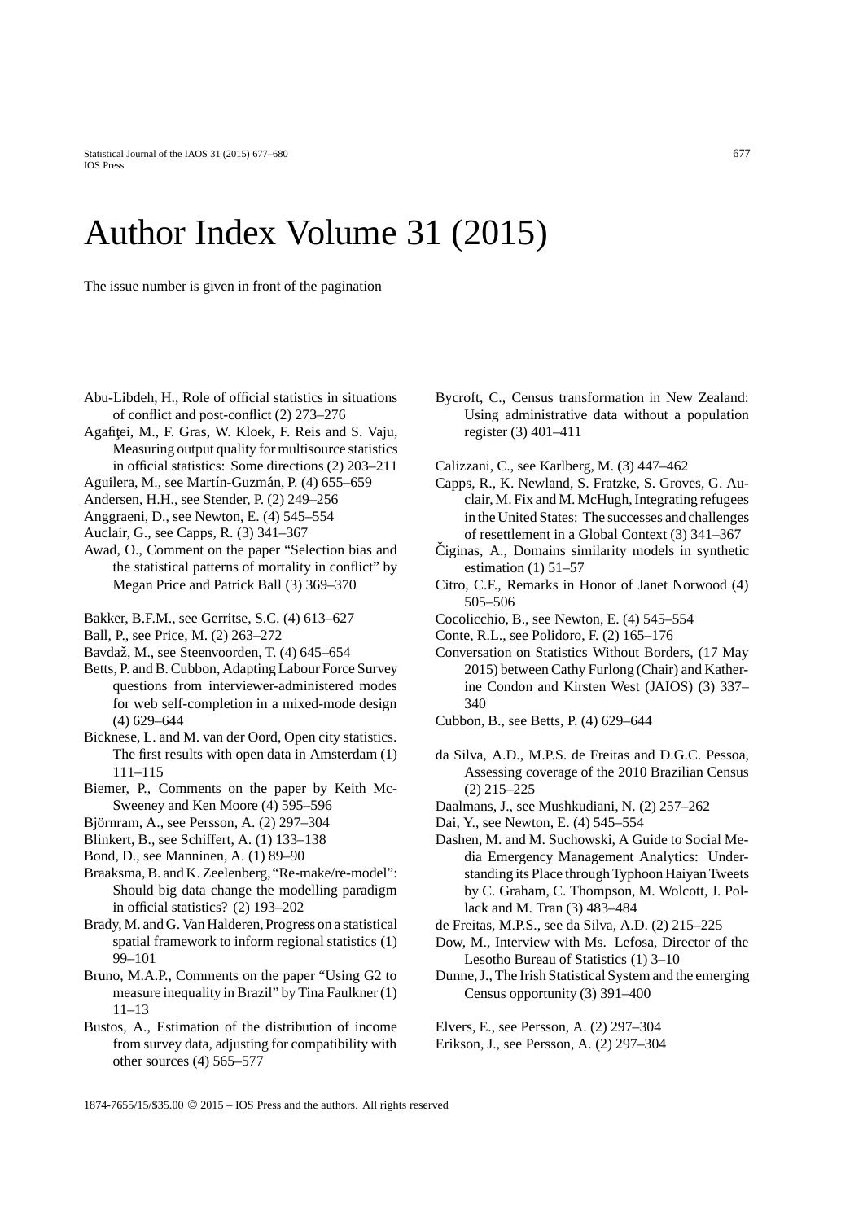# Author Index Volume 31 (2015)

The issue number is given in front of the pagination

Abu-Libdeh, H., Role of official statistics in situations of conflict and post-conflict (2) 273–276

Agafiţei, M., F. Gras, W. Kloek, F. Reis and S. Vaju, Measuring output quality for multisource statistics in official statistics: Some directions (2) 203–211

Aguilera, M., see Martín-Guzmán, P. (4) 655–659

Andersen, H.H., see Stender, P. (2) 249–256

Anggraeni, D., see Newton, E. (4) 545–554

Auclair, G., see Capps, R. (3) 341–367

Awad, O., Comment on the paper "Selection bias and the statistical patterns of mortality in conflict" by Megan Price and Patrick Ball (3) 369–370

Bakker, B.F.M., see Gerritse, S.C. (4) 613–627

Ball, P., see Price, M. (2) 263–272

Bavdaž, M., see Steenvoorden, T. (4) 645–654

Betts, P. and B. Cubbon, Adapting Labour Force Survey questions from interviewer-administered modes for web self-completion in a mixed-mode design (4) 629–644

Bicknese, L. and M. van der Oord, Open city statistics. The first results with open data in Amsterdam (1) 111–115

Biemer, P., Comments on the paper by Keith McSweeney and Ken Moore (4) 595–596

Björnram, A., see Persson, A. (2) 297–304

Blinkert, B., see Schiffert, A. (1) 133–138

Bond, D., see Manninen, A. (1) 89–90

Braaksma, B. and K. Zeelenberg, "Re-make/re-model": Should big data change the modelling paradigm in official statistics? (2) 193–202

Brady, M. and G. Van Halderen, Progress on a statistical spatial framework to inform regional statistics (1) 99–101

Bruno, M.A.P., Comments on the paper "Using G2 to measure inequality in Brazil" by Tina Faulkner (1) 11–13

Bustos, A., Estimation of the distribution of income from survey data, adjusting for compatibility with other sources (4) 565–577

Bycroft, C., Census transformation in New Zealand: Using administrative data without a population register (3) 401–411

Calizzani, C., see Karlberg, M. (3) 447–462

Capps, R., K. Newland, S. Fratzke, S. Groves, G. Auclair, M. Fix and M. McHugh, Integrating refugees in the United States: The successes and challenges of resettlement in a Global Context (3) 341–367

Čiginas, A., Domains similarity models in synthetic estimation (1) 51–57

Citro, C.F., Remarks in Honor of Janet Norwood (4) 505–506

Cocolicchio, B., see Newton, E. (4) 545–554

Conte, R.L., see Polidoro, F. (2) 165–176

Conversation on Statistics Without Borders, (17 May 2015) between Cathy Furlong (Chair) and Katherine Condon and Kirsten West (JAIOS) (3) 337–340

Cubbon, B., see Betts, P. (4) 629–644

da Silva, A.D., M.P.S. de Freitas and D.G.C. Pessoa, Assessing coverage of the 2010 Brazilian Census (2) 215–225

Daalmans, J., see Mushkudiani, N. (2) 257–262

Dai, Y., see Newton, E. (4) 545–554

Dashen, M. and M. Suchowski, A Guide to Social Media Emergency Management Analytics: Understanding its Place through Typhoon Haiyan Tweets by C. Graham, C. Thompson, M. Wolcott, J. Pollack and M. Tran (3) 483–484

de Freitas, M.P.S., see da Silva, A.D. (2) 215–225

Dow, M., Interview with Ms. Lefosa, Director of the Lesotho Bureau of Statistics (1) 3–10

Dunne, J., The Irish Statistical System and the emerging Census opportunity (3) 391–400

Elvers, E., see Persson, A. (2) 297–304

Erikson, J., see Persson, A. (2) 297–304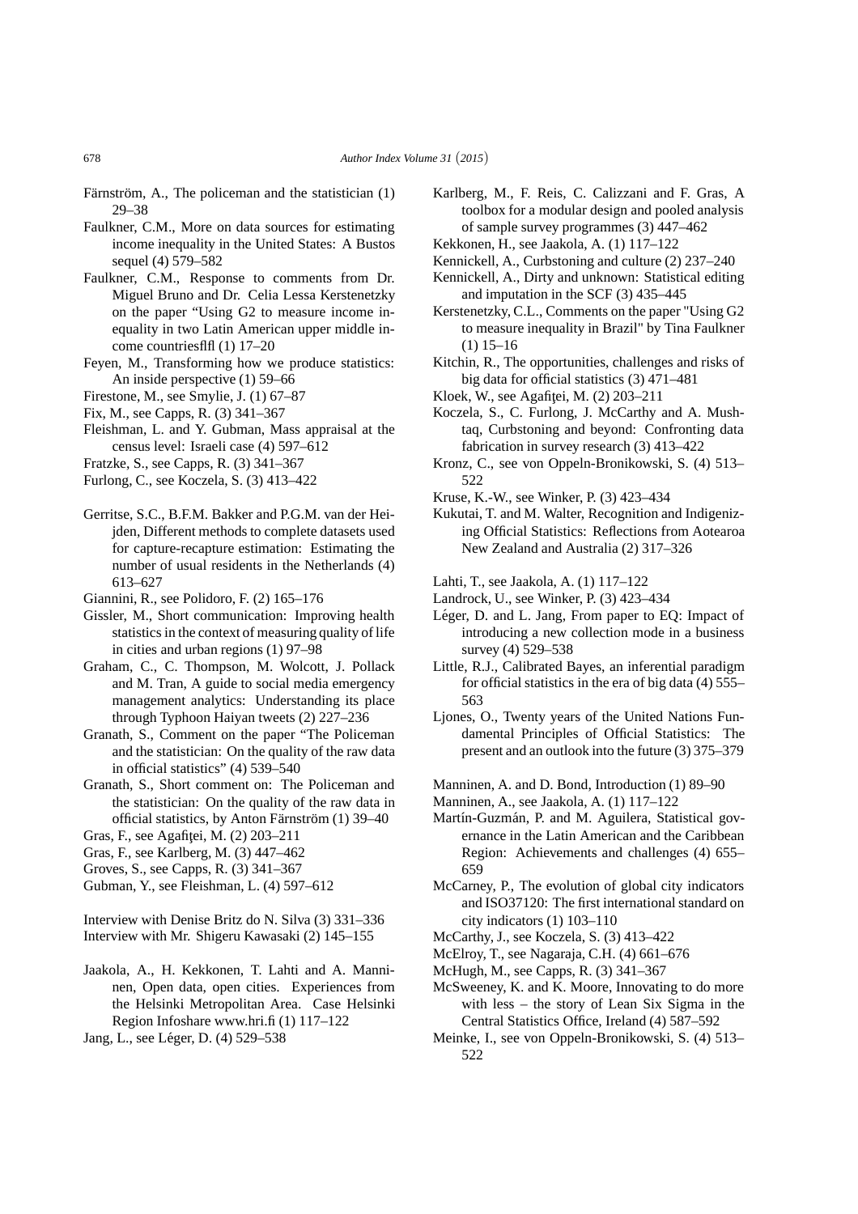Färnström, A., The policeman and the statistician (1) 29–38

Faulkner, C.M., More on data sources for estimating income inequality in the United States: A Bustos sequel (4) 579–582

Faulkner, C.M., Response to comments from Dr. Miguel Bruno and Dr. Celia Lessa Kerstenetzky on the paper "Using G2 to measure income inequality in two Latin American upper middle income countriesflfl (1) 17–20

Feyen, M., Transforming how we produce statistics: An inside perspective (1) 59–66

Firestone, M., see Smylie, J. (1) 67–87

Fix, M., see Capps, R. (3) 341–367

Fleishman, L. and Y. Gubman, Mass appraisal at the census level: Israeli case (4) 597–612

Fratzke, S., see Capps, R. (3) 341–367

Furlong, C., see Koczela, S. (3) 413–422

Gerritse, S.C., B.F.M. Bakker and P.G.M. van der Heijden, Different methods to complete datasets used for capture-recapture estimation: Estimating the number of usual residents in the Netherlands (4) 613–627

Giannini, R., see Polidoro, F. (2) 165–176

Gissler, M., Short communication: Improving health statistics in the context of measuring quality of life in cities and urban regions (1) 97–98

Graham, C., C. Thompson, M. Wolcott, J. Pollack and M. Tran, A guide to social media emergency management analytics: Understanding its place through Typhoon Haiyan tweets (2) 227–236

Granath, S., Comment on the paper "The Policeman and the statistician: On the quality of the raw data in official statistics" (4) 539–540

Granath, S., Short comment on: The Policeman and the statistician: On the quality of the raw data in official statistics, by Anton Färnström (1) 39–40

Gras, F., see Agafiţei, M. (2) 203–211

Gras, F., see Karlberg, M. (3) 447–462

Groves, S., see Capps, R. (3) 341–367

Gubman, Y., see Fleishman, L. (4) 597–612

Interview with Denise Britz do N. Silva (3) 331–336

Interview with Mr. Shigeru Kawasaki (2) 145–155

Jaakola, A., H. Kekkonen, T. Lahti and A. Manninen, Open data, open cities. Experiences from the Helsinki Metropolitan Area. Case Helsinki Region Infoshare www.hri.fi (1) 117–122

Jang, L., see Léger, D. (4) 529–538

Karlberg, M., F. Reis, C. Calizzani and F. Gras, A toolbox for a modular design and pooled analysis of sample survey programmes (3) 447–462

Kekkonen, H., see Jaakola, A. (1) 117–122

Kennickell, A., Curbstoning and culture (2) 237–240

Kennickell, A., Dirty and unknown: Statistical editing and imputation in the SCF (3) 435–445

Kerstenetzky, C.L., Comments on the paper "Using G2 to measure inequality in Brazil" by Tina Faulkner (1) 15–16

Kitchin, R., The opportunities, challenges and risks of big data for official statistics (3) 471–481

Kloek, W., see Agafiţei, M. (2) 203–211

Koczela, S., C. Furlong, J. McCarthy and A. Mushtaq, Curbstoning and beyond: Confronting data fabrication in survey research (3) 413–422

Kronz, C., see von Oppeln-Bronikowski, S. (4) 513–522

Kruse, K.-W., see Winker, P. (3) 423–434

Kukutai, T. and M. Walter, Recognition and Indigenizing Official Statistics: Reflections from Aotearoa New Zealand and Australia (2) 317–326

Lahti, T., see Jaakola, A. (1) 117–122

Landrock, U., see Winker, P. (3) 423–434

Léger, D. and L. Jang, From paper to EQ: Impact of introducing a new collection mode in a business survey (4) 529–538

Little, R.J., Calibrated Bayes, an inferential paradigm for official statistics in the era of big data (4) 555–563

Ljones, O., Twenty years of the United Nations Fundamental Principles of Official Statistics: The present and an outlook into the future (3) 375–379

Manninen, A. and D. Bond, Introduction (1) 89–90

Manninen, A., see Jaakola, A. (1) 117–122

Martín-Guzmán, P. and M. Aguilera, Statistical governance in the Latin American and the Caribbean Region: Achievements and challenges (4) 655–659

McCarney, P., The evolution of global city indicators and ISO37120: The first international standard on city indicators (1) 103–110

McCarthy, J., see Koczela, S. (3) 413–422

McElroy, T., see Nagaraja, C.H. (4) 661–676

McHugh, M., see Capps, R. (3) 341–367

McSweeney, K. and K. Moore, Innovating to do more with less – the story of Lean Six Sigma in the Central Statistics Office, Ireland (4) 587–592

Meinke, I., see von Oppeln-Bronikowski, S. (4) 513–522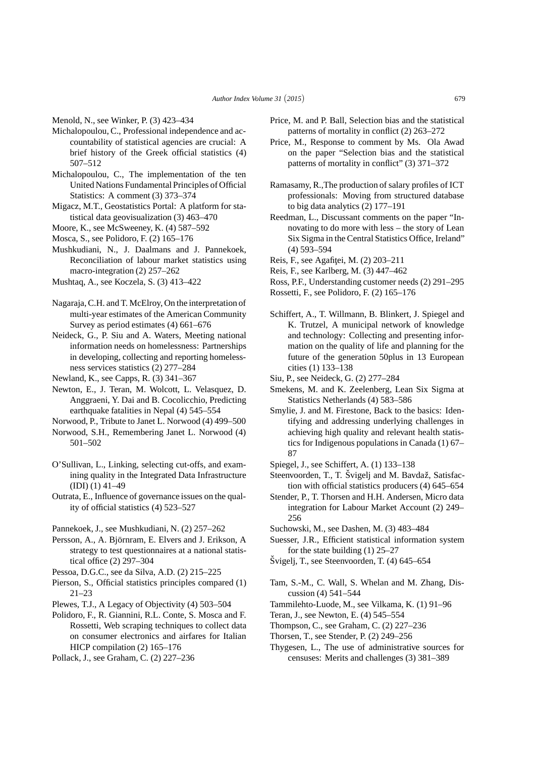Menold, N., see Winker, P. (3) 423–434

Michalopoulou, C., Professional independence and accountability of statistical agencies are crucial: A brief history of the Greek official statistics (4) 507–512

Michalopoulou, C., The implementation of the ten United Nations Fundamental Principles of Official Statistics: A comment (3) 373–374

Migacz, M.T., Geostatistics Portal: A platform for statistical data geovisualization (3) 463–470

Moore, K., see McSweeney, K. (4) 587–592

Mosca, S., see Polidoro, F. (2) 165–176

Mushkudiani, N., J. Daalmans and J. Pannekoek, Reconciliation of labour market statistics using macro-integration (2) 257–262

Mushtaq, A., see Koczela, S. (3) 413–422

Nagaraja, C.H. and T. McElroy, On the interpretation of multi-year estimates of the American Community Survey as period estimates (4) 661–676

Neideck, G., P. Siu and A. Waters, Meeting national information needs on homelessness: Partnerships in developing, collecting and reporting homelessness services statistics (2) 277–284

Newland, K., see Capps, R. (3) 341–367

Newton, E., J. Teran, M. Wolcott, L. Velasquez, D. Anggraeni, Y. Dai and B. Cocolicchio, Predicting earthquake fatalities in Nepal (4) 545–554

Norwood, P., Tribute to Janet L. Norwood (4) 499–500

Norwood, S.H., Remembering Janet L. Norwood (4) 501–502

O'Sullivan, L., Linking, selecting cut-offs, and examining quality in the Integrated Data Infrastructure (IDI) (1) 41–49

Outrata, E., Influence of governance issues on the quality of official statistics (4) 523–527

Pannekoek, J., see Mushkudiani, N. (2) 257–262

Persson, A., A. Björnram, E. Elvers and J. Erikson, A strategy to test questionnaires at a national statistical office (2) 297–304

Pessoa, D.G.C., see da Silva, A.D. (2) 215–225

Pierson, S., Official statistics principles compared (1) 21–23

Plewes, T.J., A Legacy of Objectivity (4) 503–504

Polidoro, F., R. Giannini, R.L. Conte, S. Mosca and F. Rossetti, Web scraping techniques to collect data on consumer electronics and airfares for Italian HICP compilation (2) 165–176

Pollack, J., see Graham, C. (2) 227–236

Price, M. and P. Ball, Selection bias and the statistical patterns of mortality in conflict (2) 263–272

Price, M., Response to comment by Ms. Ola Awad on the paper "Selection bias and the statistical patterns of mortality in conflict" (3) 371–372

Ramasamy, R.,The production of salary profiles of ICT professionals: Moving from structured database to big data analytics (2) 177–191

Reedman, L., Discussant comments on the paper "Innovating to do more with less – the story of Lean Six Sigma in the Central Statistics Office, Ireland" (4) 593–594

Reis, F., see Agafiţei, M. (2) 203–211

Reis, F., see Karlberg, M. (3) 447–462

Ross, P.F., Understanding customer needs (2) 291–295

Rossetti, F., see Polidoro, F. (2) 165–176

Schiffert, A., T. Willmann, B. Blinkert, J. Spiegel and K. Trutzel, A municipal network of knowledge and technology: Collecting and presenting information on the quality of life and planning for the future of the generation 50plus in 13 European cities (1) 133–138

Siu, P., see Neideck, G. (2) 277–284

Smekens, M. and K. Zeelenberg, Lean Six Sigma at Statistics Netherlands (4) 583–586

Smylie, J. and M. Firestone, Back to the basics: Identifying and addressing underlying challenges in achieving high quality and relevant health statistics for Indigenous populations in Canada (1) 67–87

Spiegel, J., see Schiffert, A. (1) 133–138

Steenvoorden, T., T. Švigelj and M. Bavdaž, Satisfaction with official statistics producers (4) 645–654

Stender, P., T. Thorsen and H.H. Andersen, Micro data integration for Labour Market Account (2) 249–256

Suchowski, M., see Dashen, M. (3) 483–484

Suesser, J.R., Efficient statistical information system for the state building (1) 25–27

Švigelj, T., see Steenvoorden, T. (4) 645–654

Tam, S.-M., C. Wall, S. Whelan and M. Zhang, Discussion (4) 541–544

Tammilehto-Luode, M., see Vilkama, K. (1) 91–96

Teran, J., see Newton, E. (4) 545–554

Thompson, C., see Graham, C. (2) 227–236

Thorsen, T., see Stender, P. (2) 249–256

Thygesen, L., The use of administrative sources for censuses: Merits and challenges (3) 381–389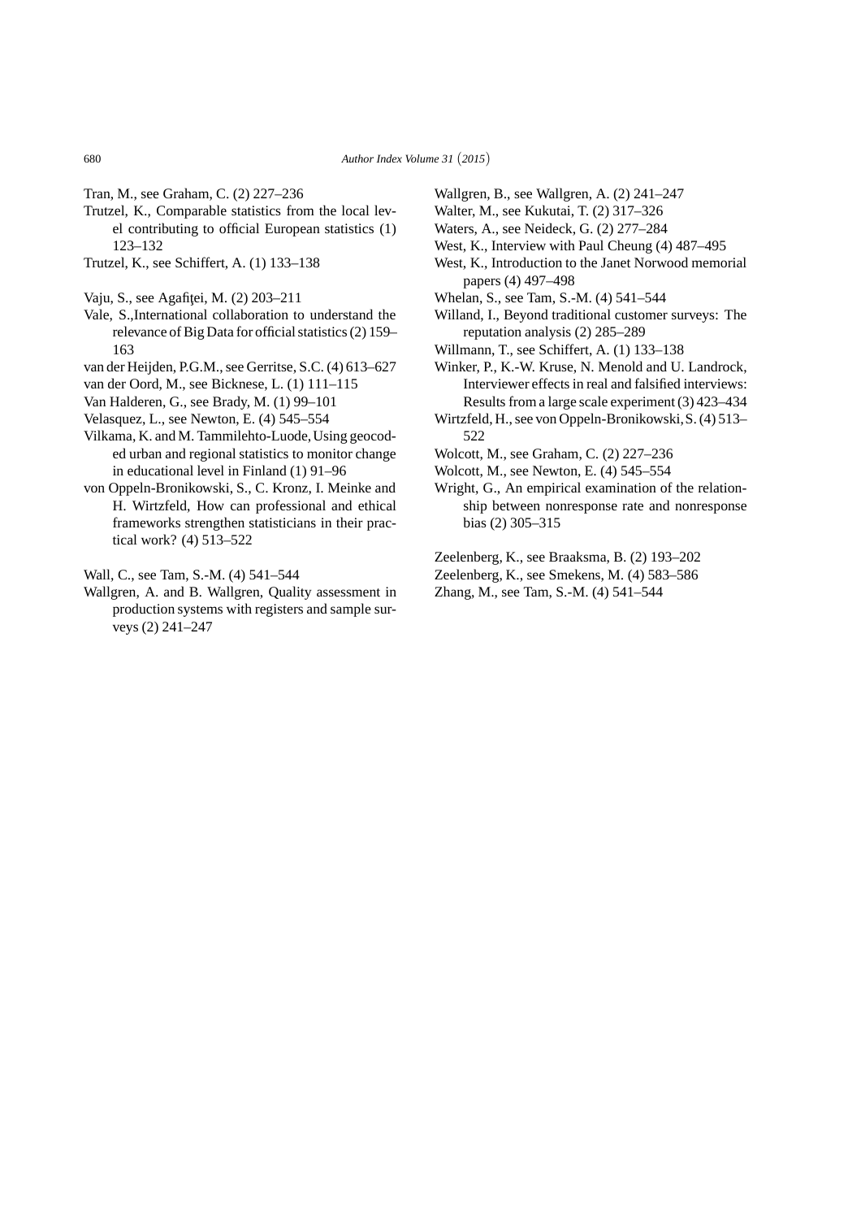Tran, M., see Graham, C. (2) 227–236

Trutzel, K., Comparable statistics from the local level contributing to official European statistics (1) 123–132

Trutzel, K., see Schiffert, A. (1) 133–138

Vaju, S., see Agafiţei, M. (2) 203–211

Vale, S.,International collaboration to understand the relevance of Big Data for official statistics (2) 159–163

van der Heijden, P.G.M., see Gerritse, S.C. (4) 613–627

van der Oord, M., see Bicknese, L. (1) 111–115

Van Halderen, G., see Brady, M. (1) 99–101

Velasquez, L., see Newton, E. (4) 545–554

Vilkama, K. and M. Tammilehto-Luode, Using geocoded urban and regional statistics to monitor change in educational level in Finland (1) 91–96

von Oppeln-Bronikowski, S., C. Kronz, I. Meinke and H. Wirtzfeld, How can professional and ethical frameworks strengthen statisticians in their practical work? (4) 513–522

Wall, C., see Tam, S.-M. (4) 541–544

Wallgren, A. and B. Wallgren, Quality assessment in production systems with registers and sample surveys (2) 241–247

Wallgren, B., see Wallgren, A. (2) 241–247

Walter, M., see Kukutai, T. (2) 317–326

Waters, A., see Neideck, G. (2) 277–284

West, K., Interview with Paul Cheung (4) 487–495

West, K., Introduction to the Janet Norwood memorial papers (4) 497–498

Whelan, S., see Tam, S.-M. (4) 541–544

Willand, I., Beyond traditional customer surveys: The reputation analysis (2) 285–289

Willmann, T., see Schiffert, A. (1) 133–138

Winker, P., K.-W. Kruse, N. Menold and U. Landrock, Interviewer effects in real and falsified interviews: Results from a large scale experiment (3) 423–434

Wirtzfeld, H., see von Oppeln-Bronikowski, S. (4) 513–522

Wolcott, M., see Graham, C. (2) 227–236

Wolcott, M., see Newton, E. (4) 545–554

Wright, G., An empirical examination of the relationship between nonresponse rate and nonresponse bias (2) 305–315

Zeelenberg, K., see Braaksma, B. (2) 193–202

Zeelenberg, K., see Smekens, M. (4) 583–586

Zhang, M., see Tam, S.-M. (4) 541–544